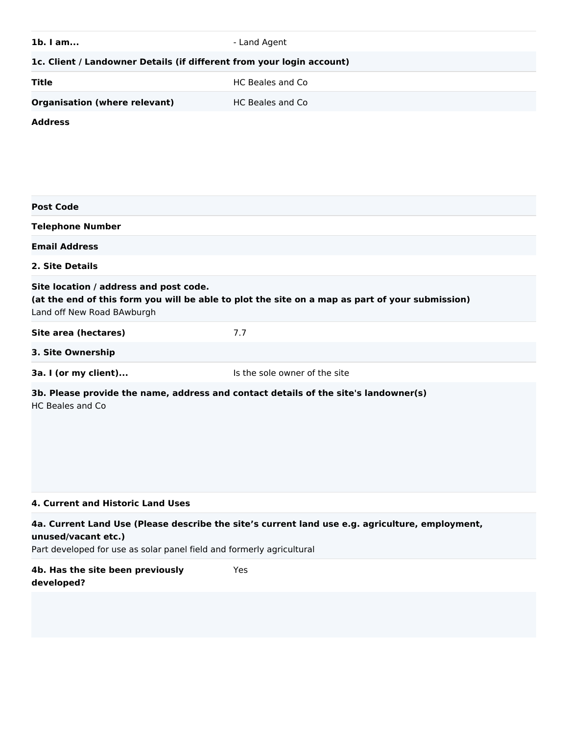| | |
|---|---|
| **1b. I am...** | - Land Agent |

**1c. Client / Landowner Details (if different from your login account)**

| | |
|---|---|
| **Title** | HC Beales and Co |
| **Organisation (where relevant)** | HC Beales and Co |
| **Address** | |
| **Post Code** | |
| **Telephone Number** | |
| **Email Address** | |

**2. Site Details**

**Site location / address and post code.**
**(at the end of this form you will be able to plot the site on a map as part of your submission)**
Land off New Road BAwburgh

| | |
|---|---|
| **Site area (hectares)** | 7.7 |

**3. Site Ownership**

| | |
|---|---|
| **3a. I (or my client)...** | Is the sole owner of the site |

**3b. Please provide the name, address and contact details of the site's landowner(s)**
HC Beales and Co

**4. Current and Historic Land Uses**

**4a. Current Land Use (Please describe the site's current land use e.g. agriculture, employment, unused/vacant etc.)**
Part developed for use as solar panel field and formerly agricultural

| | |
|---|---|
| **4b. Has the site been previously developed?** | Yes |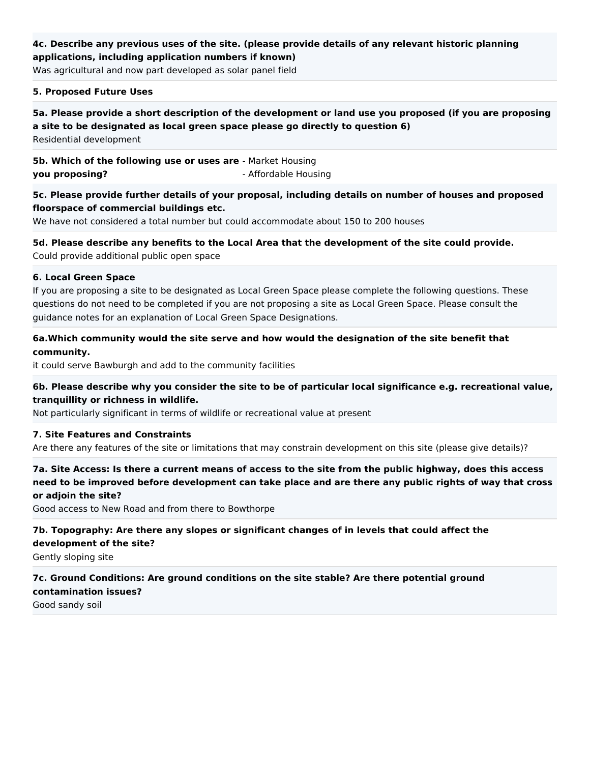**4c. Describe any previous uses of the site. (please provide details of any relevant historic planning applications, including application numbers if known)**

Was agricultural and now part developed as solar panel field

**5. Proposed Future Uses**

**5a. Please provide a short description of the development or land use you proposed (if you are proposing a site to be designated as local green space please go directly to question 6)**

Residential development

**5b. Which of the following use or uses are you proposing?**

- Market Housing
- Affordable Housing

**5c. Please provide further details of your proposal, including details on number of houses and proposed floorspace of commercial buildings etc.**

We have not considered a total number but could accommodate about 150 to 200 houses

**5d. Please describe any benefits to the Local Area that the development of the site could provide.**

Could provide additional public open space

**6. Local Green Space**

If you are proposing a site to be designated as Local Green Space please complete the following questions. These questions do not need to be completed if you are not proposing a site as Local Green Space. Please consult the guidance notes for an explanation of Local Green Space Designations.

**6a.Which community would the site serve and how would the designation of the site benefit that community.**

it could serve Bawburgh and add to the community facilities

**6b. Please describe why you consider the site to be of particular local significance e.g. recreational value, tranquillity or richness in wildlife.**

Not particularly significant in terms of wildlife or recreational value at present

**7. Site Features and Constraints**

Are there any features of the site or limitations that may constrain development on this site (please give details)?

**7a. Site Access: Is there a current means of access to the site from the public highway, does this access need to be improved before development can take place and are there any public rights of way that cross or adjoin the site?**

Good access to New Road and from there to Bowthorpe

**7b. Topography: Are there any slopes or significant changes of in levels that could affect the development of the site?**

Gently sloping site

**7c. Ground Conditions: Are ground conditions on the site stable? Are there potential ground contamination issues?**

Good sandy soil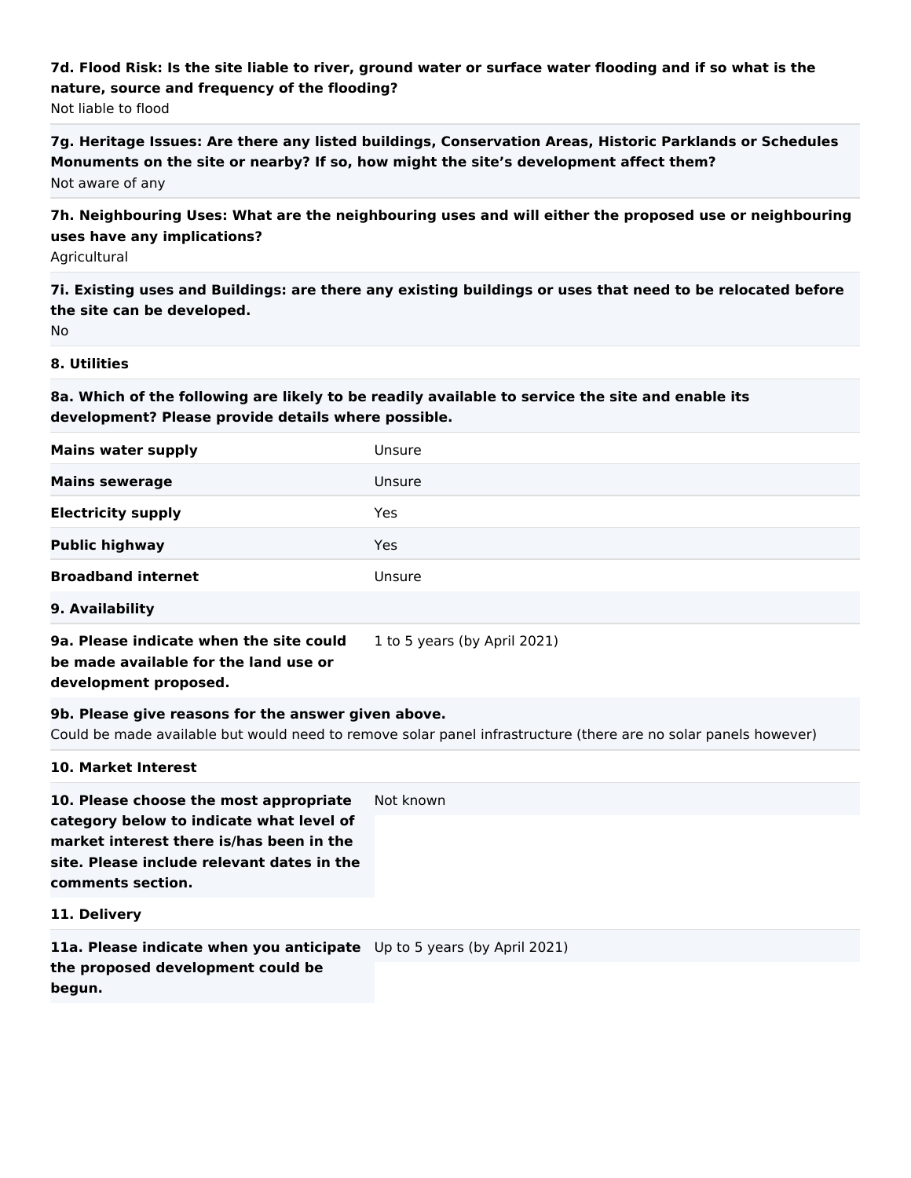**7d. Flood Risk: Is the site liable to river, ground water or surface water flooding and if so what is the nature, source and frequency of the flooding?**

Not liable to flood

**7g. Heritage Issues: Are there any listed buildings, Conservation Areas, Historic Parklands or Schedules Monuments on the site or nearby? If so, how might the site's development affect them?**

Not aware of any

**7h. Neighbouring Uses: What are the neighbouring uses and will either the proposed use or neighbouring uses have any implications?**

Agricultural

**7i. Existing uses and Buildings: are there any existing buildings or uses that need to be relocated before the site can be developed.**

No

**8. Utilities**

**8a. Which of the following are likely to be readily available to service the site and enable its development? Please provide details where possible.**

| | |
|---|---|
| **Mains water supply** | Unsure |
| **Mains sewerage** | Unsure |
| **Electricity supply** | Yes |
| **Public highway** | Yes |
| **Broadband internet** | Unsure |

**9. Availability**

| | |
|---|---|
| **9a. Please indicate when the site could be made available for the land use or development proposed.** | 1 to 5 years (by April 2021) |

**9b. Please give reasons for the answer given above.**

Could be made available but would need to remove solar panel infrastructure (there are no solar panels however)

**10. Market Interest**

| | |
|---|---|
| **10. Please choose the most appropriate category below to indicate what level of market interest there is/has been in the site. Please include relevant dates in the comments section.** | Not known |

**11. Delivery**

| | |
|---|---|
| **11a. Please indicate when you anticipate the proposed development could be begun.** | Up to 5 years (by April 2021) |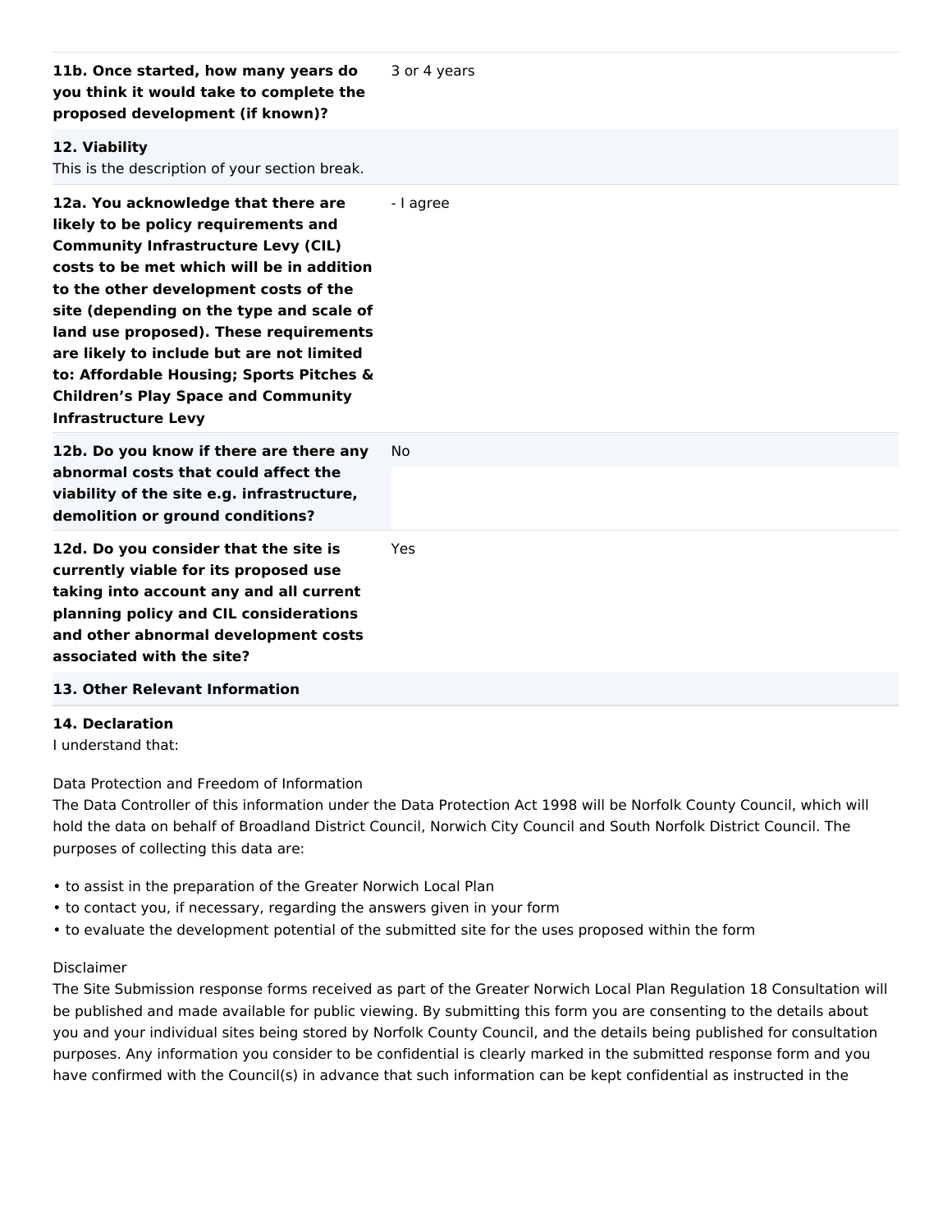| | |
|---|---|
| **11b. Once started, how many years do you think it would take to complete the proposed development (if known)?** | 3 or 4 years |
| **12. Viability** This is the description of your section break. | |
| **12a. You acknowledge that there are likely to be policy requirements and Community Infrastructure Levy (CIL) costs to be met which will be in addition to the other development costs of the site (depending on the type and scale of land use proposed). These requirements are likely to include but are not limited to: Affordable Housing; Sports Pitches & Children's Play Space and Community Infrastructure Levy** | - I agree |
| **12b. Do you know if there are there any abnormal costs that could affect the viability of the site e.g. infrastructure, demolition or ground conditions?** | No |
| **12d. Do you consider that the site is currently viable for its proposed use taking into account any and all current planning policy and CIL considerations and other abnormal development costs associated with the site?** | Yes |
| **13. Other Relevant Information** | |

**14. Declaration**

I understand that:

Data Protection and Freedom of Information

The Data Controller of this information under the Data Protection Act 1998 will be Norfolk County Council, which will hold the data on behalf of Broadland District Council, Norwich City Council and South Norfolk District Council. The purposes of collecting this data are:

- to assist in the preparation of the Greater Norwich Local Plan
- to contact you, if necessary, regarding the answers given in your form
- to evaluate the development potential of the submitted site for the uses proposed within the form

Disclaimer

The Site Submission response forms received as part of the Greater Norwich Local Plan Regulation 18 Consultation will be published and made available for public viewing. By submitting this form you are consenting to the details about you and your individual sites being stored by Norfolk County Council, and the details being published for consultation purposes. Any information you consider to be confidential is clearly marked in the submitted response form and you have confirmed with the Council(s) in advance that such information can be kept confidential as instructed in the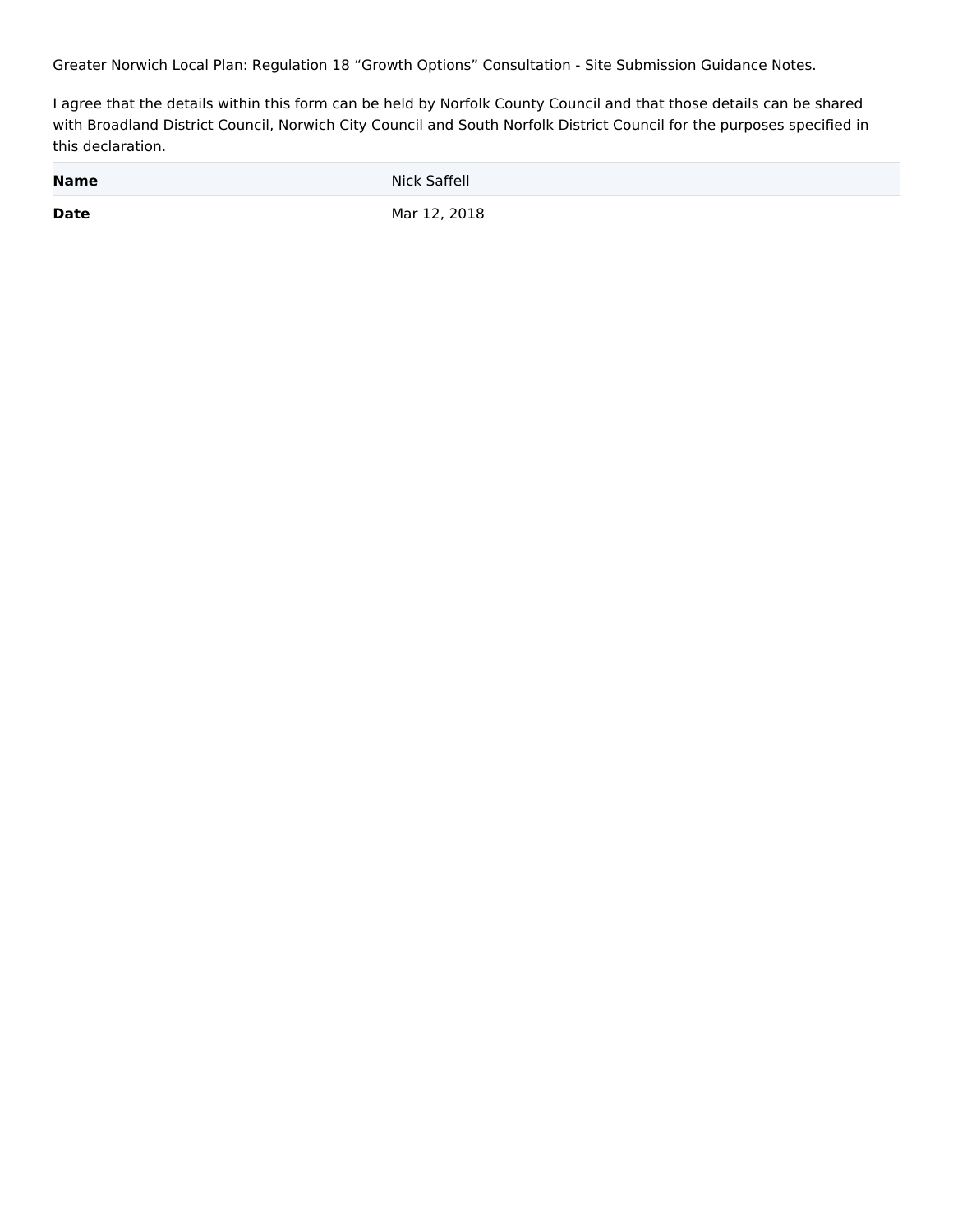Greater Norwich Local Plan: Regulation 18 “Growth Options” Consultation - Site Submission Guidance Notes.

I agree that the details within this form can be held by Norfolk County Council and that those details can be shared with Broadland District Council, Norwich City Council and South Norfolk District Council for the purposes specified in this declaration.

| | |
|---|---|
| **Name** | Nick Saffell |
| **Date** | Mar 12, 2018 |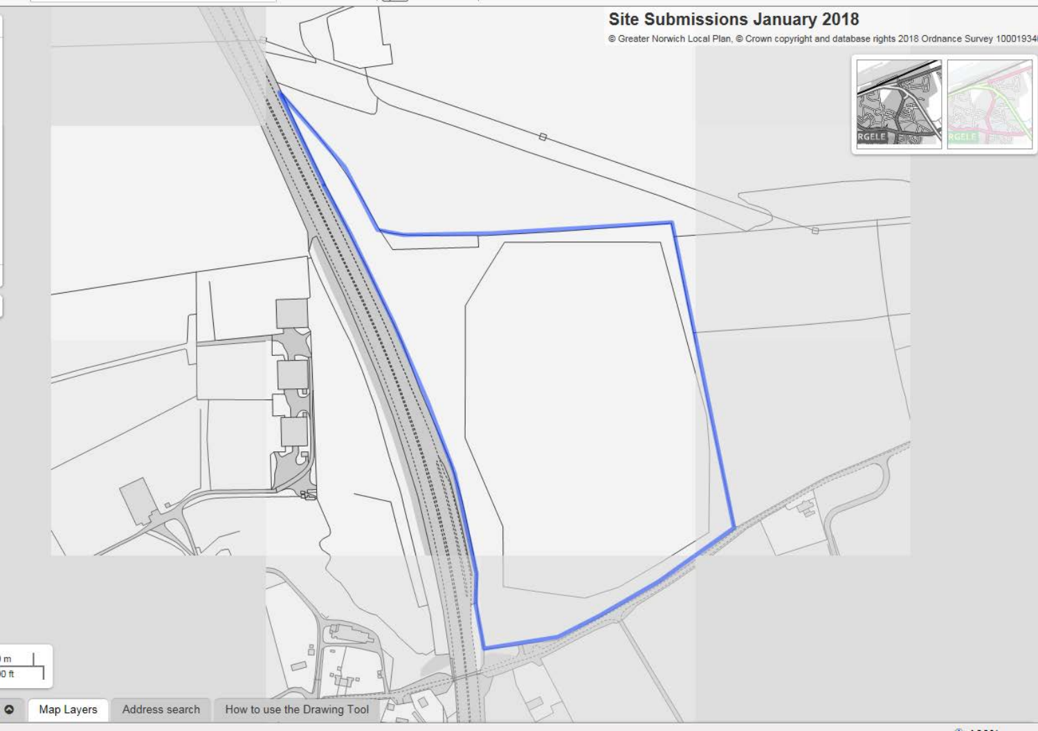# Site Submissions January 2018

© Greater Norwich Local Plan, © Crown copyright and database rights 2018 Ordnance Survey 10001934

Map Layers

Address search

How to use the Drawing Tool